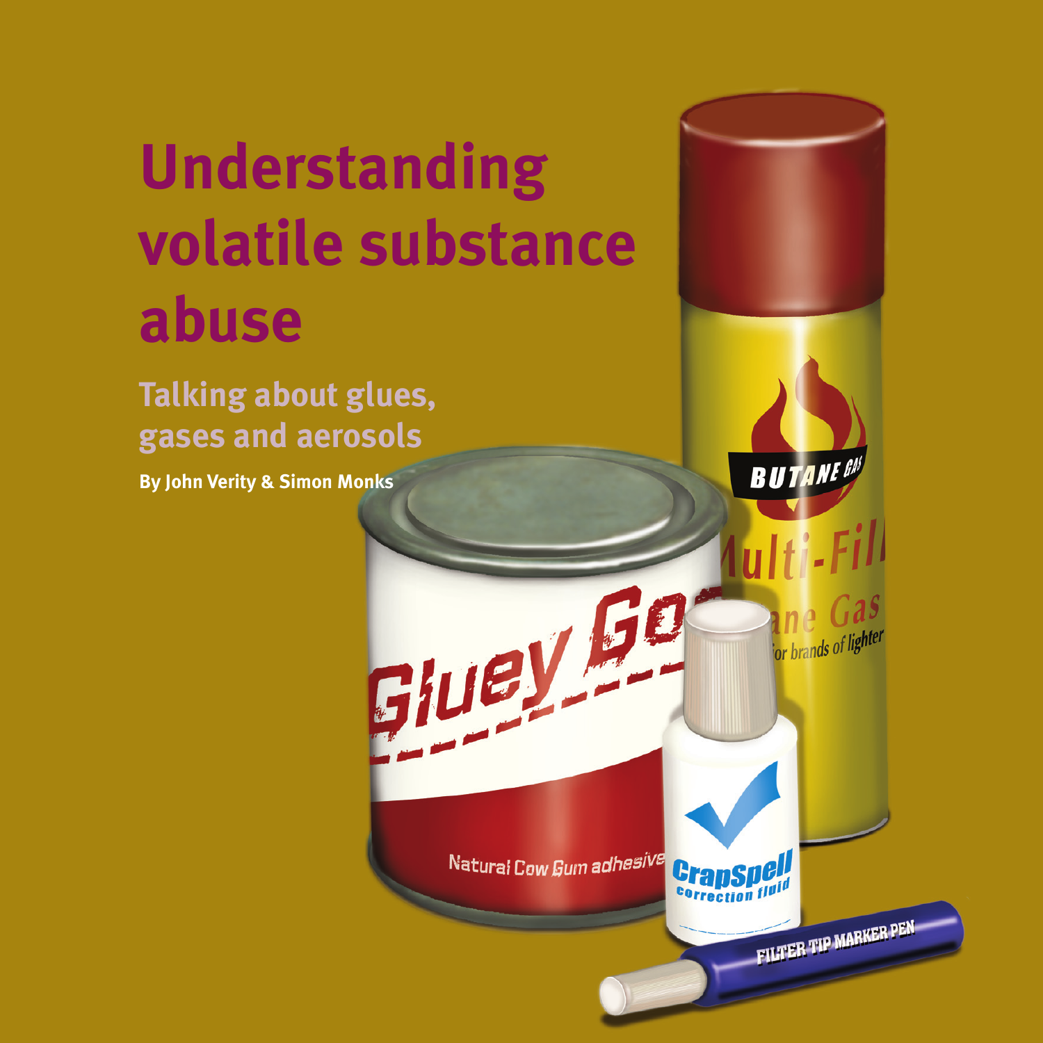# Understanding volatile substance abuse

## Talking about glues, gases and aerosols

**By John Verity & Simon Monks**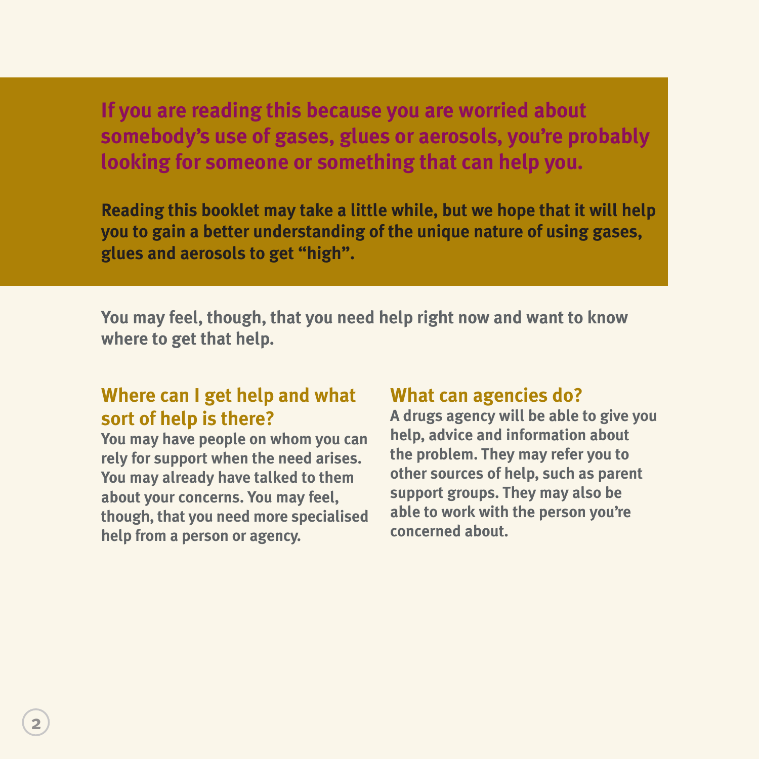**If you are reading this because you are worried about somebody's use of gases, glues or aerosols, you're probably looking for someone or something that can help you.**

**Reading this booklet may take a little while, but we hope that it will help you to gain a better understanding of the unique nature of using gases, glues and aerosols to get "high".**

You may feel, though, that you need help right now and want to know where to get that help.

## Where can I get help and what sort of help is there?

You may have people on whom you can rely for support when the need arises. You may already have talked to them about your concerns. You may feel, though, that you need more specialised help from a person or agency.

## What can agencies do?

A drugs agency will be able to give you help, advice and information about the problem. They may refer you to other sources of help, such as parent support groups. They may also be able to work with the person you're concerned about.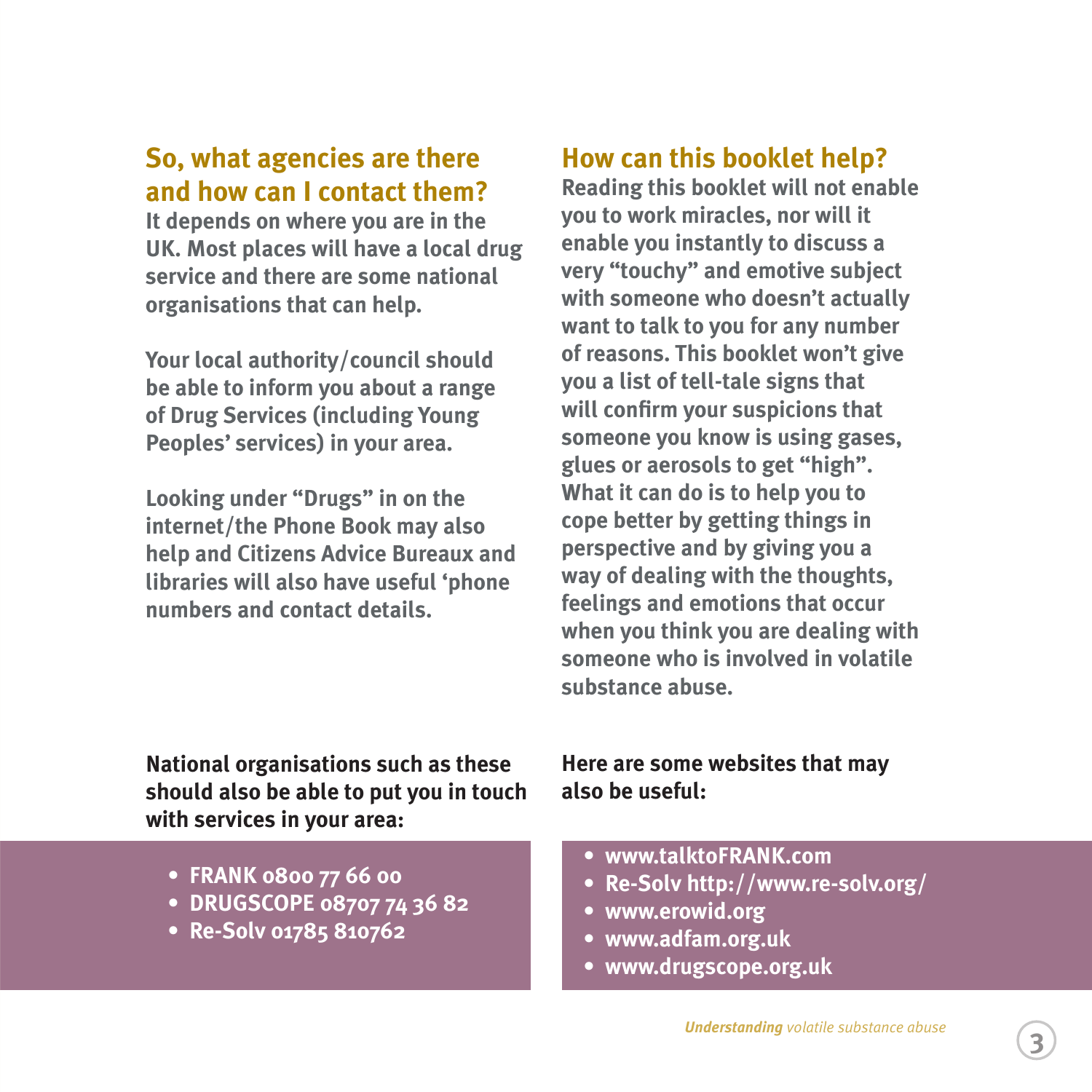## So, what agencies are there and how can I contact them?

It depends on where you are in the UK. Most places will have a local drug service and there are some national organisations that can help.

Your local authority/council should be able to inform you about a range of Drug Services (including Young Peoples' services) in your area.

Looking under "Drugs" in on the internet/the Phone Book may also help and Citizens Advice Bureaux and libraries will also have useful 'phone numbers and contact details.

**National organisations such as these should also be able to put you in touch with services in your area:**

- **FRANK 0800 77 66 00**
- **DRUGSCOPE 08707 74 36 82**
- **Re-Solv 01785 810762**

## How can this booklet help?

Reading this booklet will not enable you to work miracles, nor will it enable you instantly to discuss a very "touchy" and emotive subject with someone who doesn't actually want to talk to you for any number of reasons. This booklet won't give you a list of tell-tale signs that will confirm your suspicions that someone you know is using gases, glues or aerosols to get "high". What it can do is to help you to cope better by getting things in perspective and by giving you a way of dealing with the thoughts, feelings and emotions that occur when you think you are dealing with someone who is involved in volatile substance abuse.

**Here are some websites that may also be useful:**

- **www.talktoFRANK.com**
- **Re-Solv http://www.re-solv.org/**
- **www.erowid.org**
- **www.adfam.org.uk**
- **www.drugscope.org.uk**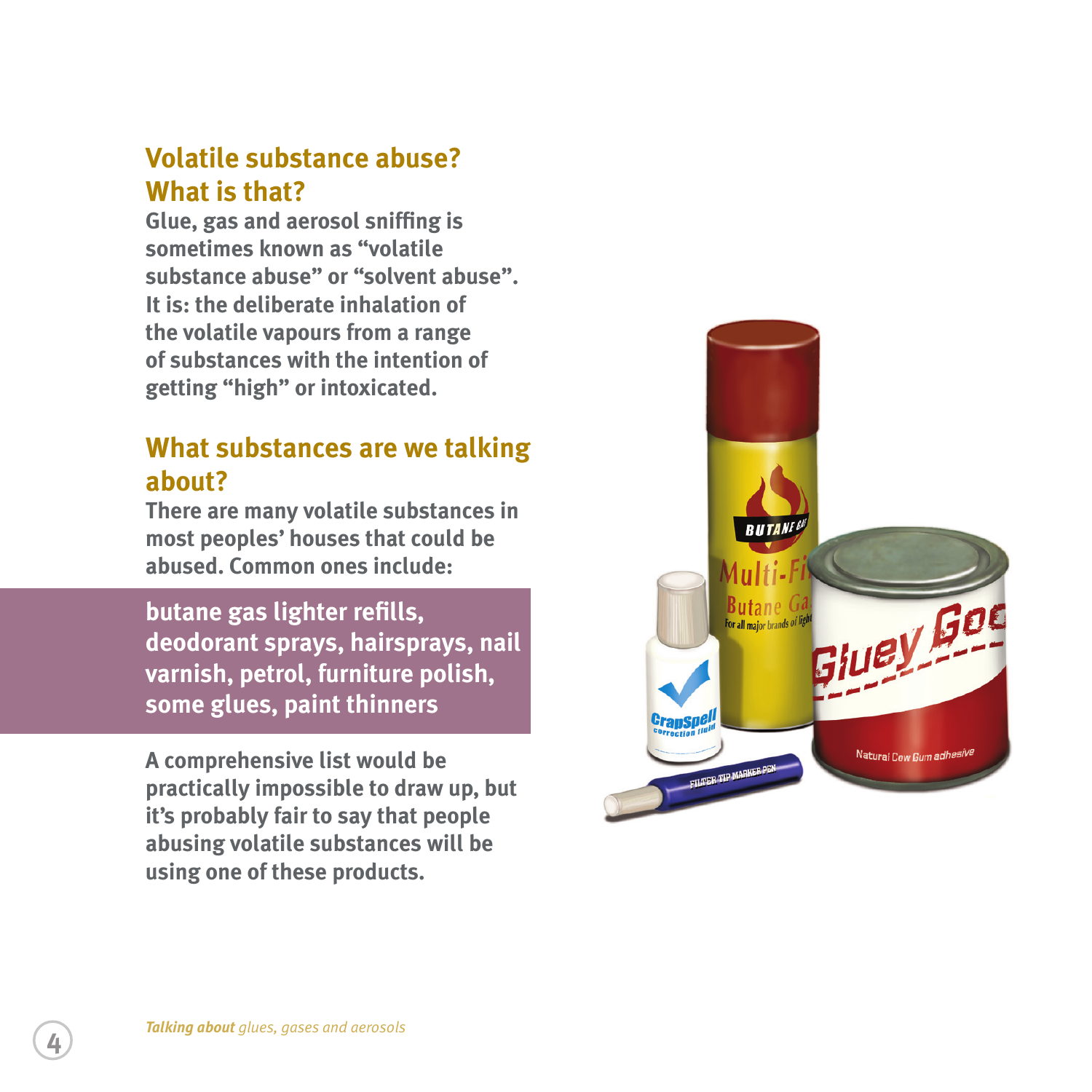## Volatile substance abuse? What is that?

Glue, gas and aerosol sniffing is sometimes known as "volatile substance abuse" or "solvent abuse". It is: the deliberate inhalation of the volatile vapours from a range of substances with the intention of getting "high" or intoxicated.

## What substances are we talking about?

There are many volatile substances in most peoples' houses that could be abused. Common ones include:

**butane gas lighter refills, deodorant sprays, hairsprays, nail varnish, petrol, furniture polish, some glues, paint thinners**

A comprehensive list would be practically impossible to draw up, but it's probably fair to say that people abusing volatile substances will be using one of these products.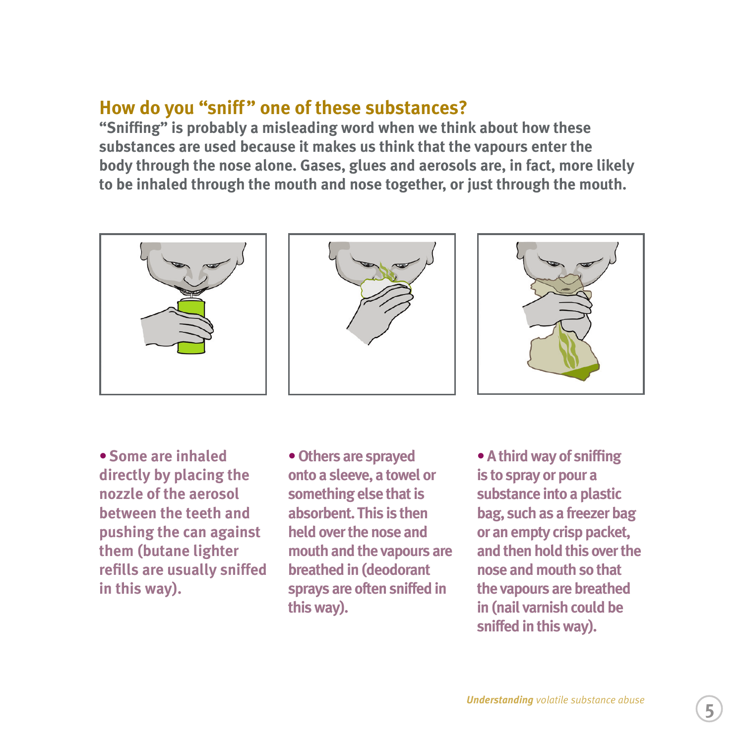## How do you "sniff" one of these substances?

**"Sniffing" is probably a misleading word when we think about how these substances are used because it makes us think that the vapours enter the body through the nose alone. Gases, glues and aerosols are, in fact, more likely to be inhaled through the mouth and nose together, or just through the mouth.**

- **Some are inhaled directly by placing the nozzle of the aerosol between the teeth and pushing the can against them (butane lighter refills are usually sniffed in this way).**
- **Others are sprayed onto a sleeve, a towel or something else that is absorbent. This is then held over the nose and mouth and the vapours are breathed in (deodorant sprays are often sniffed in this way).**
- **A third way of sniffing is to spray or pour a substance into a plastic bag, such as a freezer bag or an empty crisp packet, and then hold this over the nose and mouth so that the vapours are breathed in (nail varnish could be sniffed in this way).**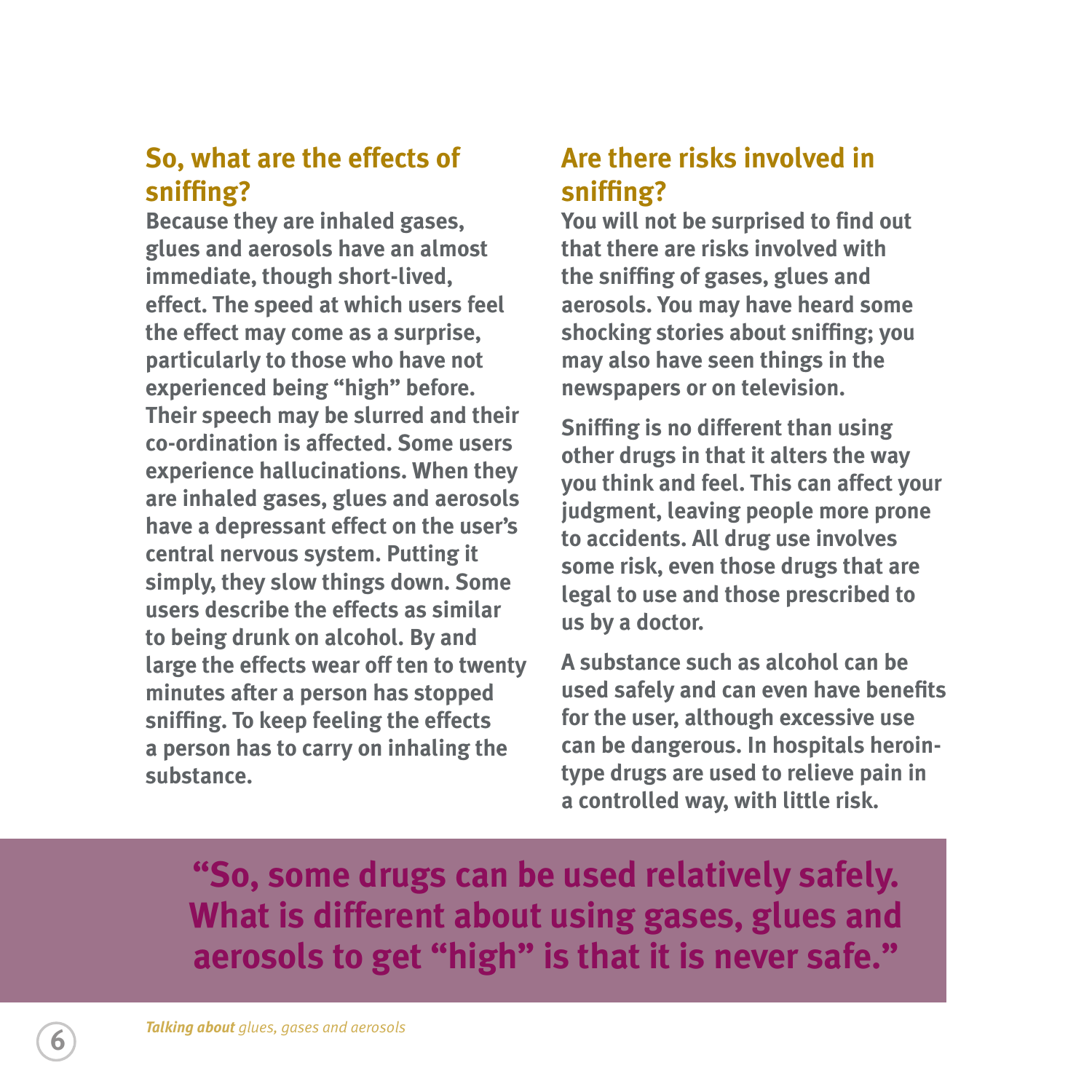## So, what are the effects of sniffing?

Because they are inhaled gases, glues and aerosols have an almost immediate, though short-lived, effect. The speed at which users feel the effect may come as a surprise, particularly to those who have not experienced being "high" before. Their speech may be slurred and their co-ordination is affected. Some users experience hallucinations. When they are inhaled gases, glues and aerosols have a depressant effect on the user's central nervous system. Putting it simply, they slow things down. Some users describe the effects as similar to being drunk on alcohol. By and large the effects wear off ten to twenty minutes after a person has stopped sniffing. To keep feeling the effects a person has to carry on inhaling the substance.

## Are there risks involved in sniffing?

You will not be surprised to find out that there are risks involved with the sniffing of gases, glues and aerosols. You may have heard some shocking stories about sniffing; you may also have seen things in the newspapers or on television.

Sniffing is no different than using other drugs in that it alters the way you think and feel. This can affect your judgment, leaving people more prone to accidents. All drug use involves some risk, even those drugs that are legal to use and those prescribed to us by a doctor.

A substance such as alcohol can be used safely and can even have benefits for the user, although excessive use can be dangerous. In hospitals heroin-type drugs are used to relieve pain in a controlled way, with little risk.

**"So, some drugs can be used relatively safely. What is different about using gases, glues and aerosols to get "high" is that it is never safe."**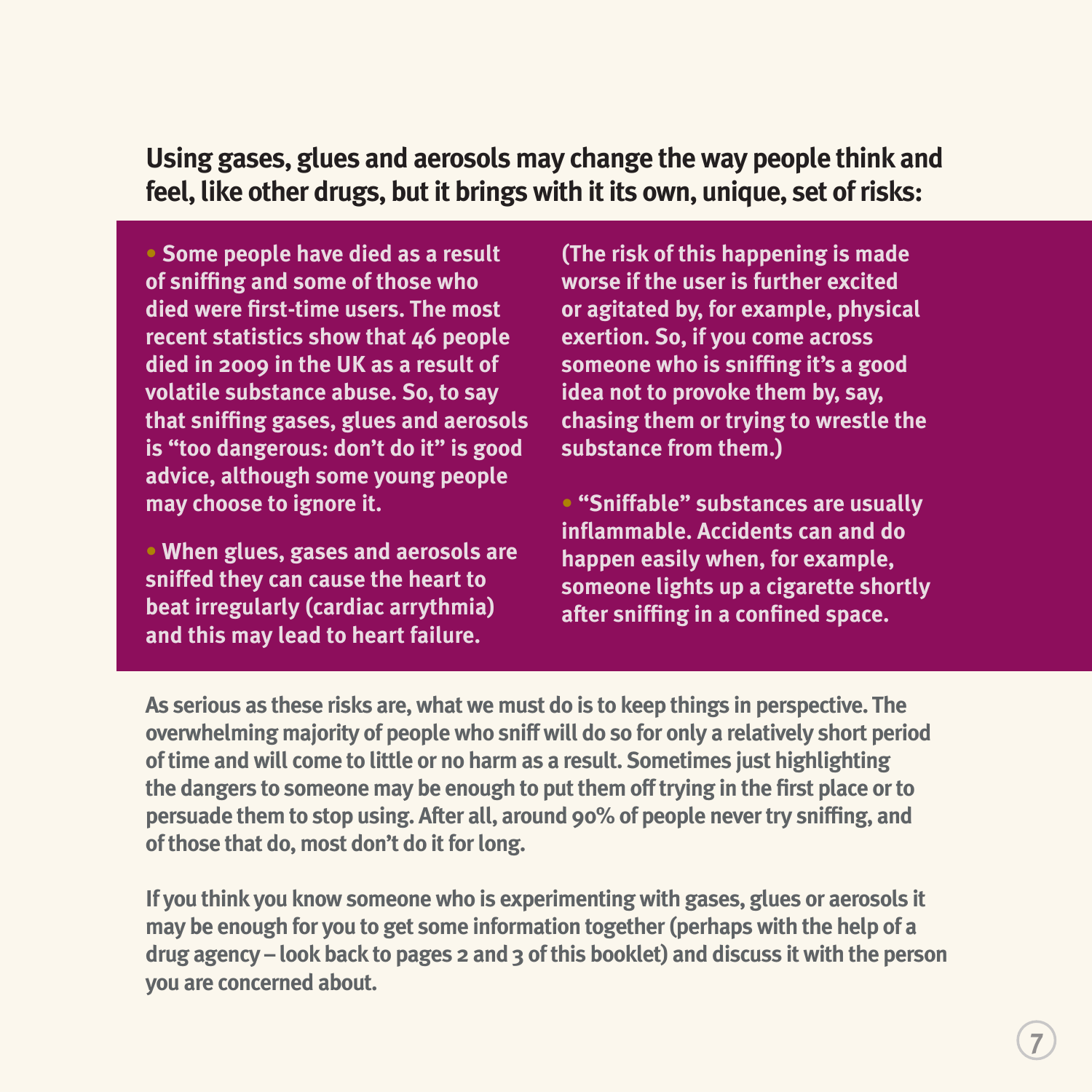**Using gases, glues and aerosols may change the way people think and feel, like other drugs, but it brings with it its own, unique, set of risks:**

- **Some people have died as a result of sniffing and some of those who died were first-time users. The most recent statistics show that 46 people died in 2009 in the UK as a result of volatile substance abuse. So, to say that sniffing gases, glues and aerosols is "too dangerous: don't do it" is good advice, although some young people may choose to ignore it.**

- **When glues, gases and aerosols are sniffed they can cause the heart to beat irregularly (cardiac arrythmia) and this may lead to heart failure. (The risk of this happening is made worse if the user is further excited or agitated by, for example, physical exertion. So, if you come across someone who is sniffing it's a good idea not to provoke them by, say, chasing them or trying to wrestle the substance from them.)**

- **"Sniffable" substances are usually inflammable. Accidents can and do happen easily when, for example, someone lights up a cigarette shortly after sniffing in a confined space.**

As serious as these risks are, what we must do is to keep things in perspective. The overwhelming majority of people who sniff will do so for only a relatively short period of time and will come to little or no harm as a result. Sometimes just highlighting the dangers to someone may be enough to put them off trying in the first place or to persuade them to stop using. After all, around 90% of people never try sniffing, and of those that do, most don't do it for long.

If you think you know someone who is experimenting with gases, glues or aerosols it may be enough for you to get some information together (perhaps with the help of a drug agency – look back to pages 2 and 3 of this booklet) and discuss it with the person you are concerned about.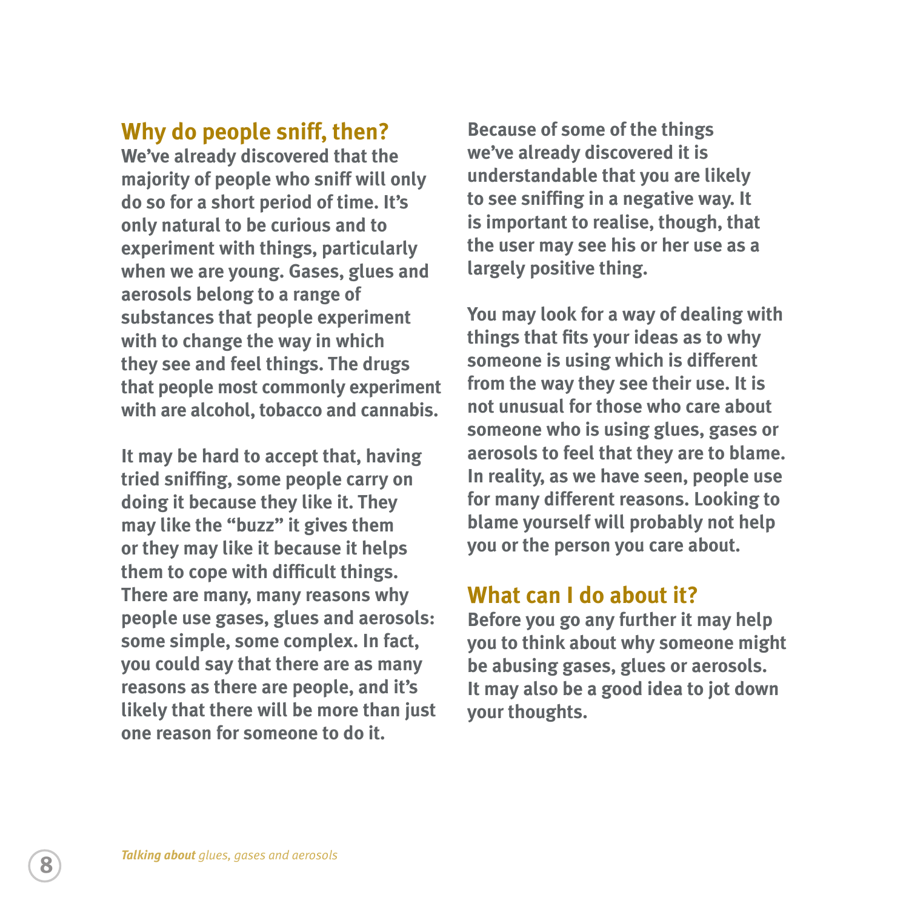## Why do people sniff, then?

We've already discovered that the majority of people who sniff will only do so for a short period of time. It's only natural to be curious and to experiment with things, particularly when we are young. Gases, glues and aerosols belong to a range of substances that people experiment with to change the way in which they see and feel things. The drugs that people most commonly experiment with are alcohol, tobacco and cannabis.

It may be hard to accept that, having tried sniffing, some people carry on doing it because they like it. They may like the "buzz" it gives them or they may like it because it helps them to cope with difficult things. There are many, many reasons why people use gases, glues and aerosols: some simple, some complex. In fact, you could say that there are as many reasons as there are people, and it's likely that there will be more than just one reason for someone to do it.

Because of some of the things we've already discovered it is understandable that you are likely to see sniffing in a negative way. It is important to realise, though, that the user may see his or her use as a largely positive thing.

You may look for a way of dealing with things that fits your ideas as to why someone is using which is different from the way they see their use. It is not unusual for those who care about someone who is using glues, gases or aerosols to feel that they are to blame. In reality, as we have seen, people use for many different reasons. Looking to blame yourself will probably not help you or the person you care about.

## What can I do about it?

Before you go any further it may help you to think about why someone might be abusing gases, glues or aerosols. It may also be a good idea to jot down your thoughts.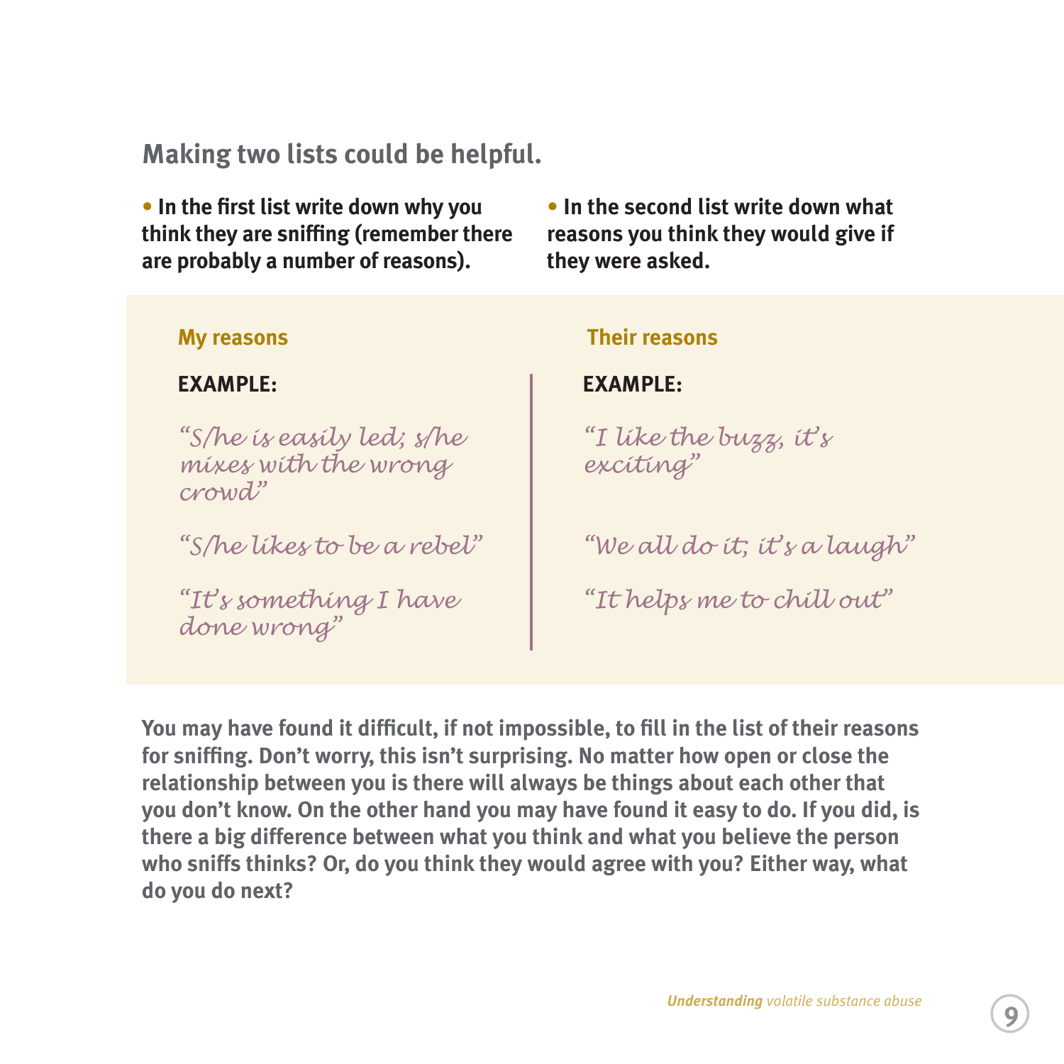## Making two lists could be helpful.

- **In the first list write down why you think they are sniffing (remember there are probably a number of reasons).**
- **In the second list write down what reasons you think they would give if they were asked.**

| My reasons | Their reasons |
| --- | --- |
| **EXAMPLE:** | **EXAMPLE:** |
| *"S/he is easily led; s/he mixes with the wrong crowd"* | *"I like the buzz, it's exciting"* |
| *"S/he likes to be a rebel"* | *"We all do it; it's a laugh"* |
| *"It's something I have done wrong"* | *"It helps me to chill out"* |

**You may have found it difficult, if not impossible, to fill in the list of their reasons for sniffing. Don't worry, this isn't surprising. No matter how open or close the relationship between you is there will always be things about each other that you don't know. On the other hand you may have found it easy to do. If you did, is there a big difference between what you think and what you believe the person who sniffs thinks? Or, do you think they would agree with you? Either way, what do you do next?**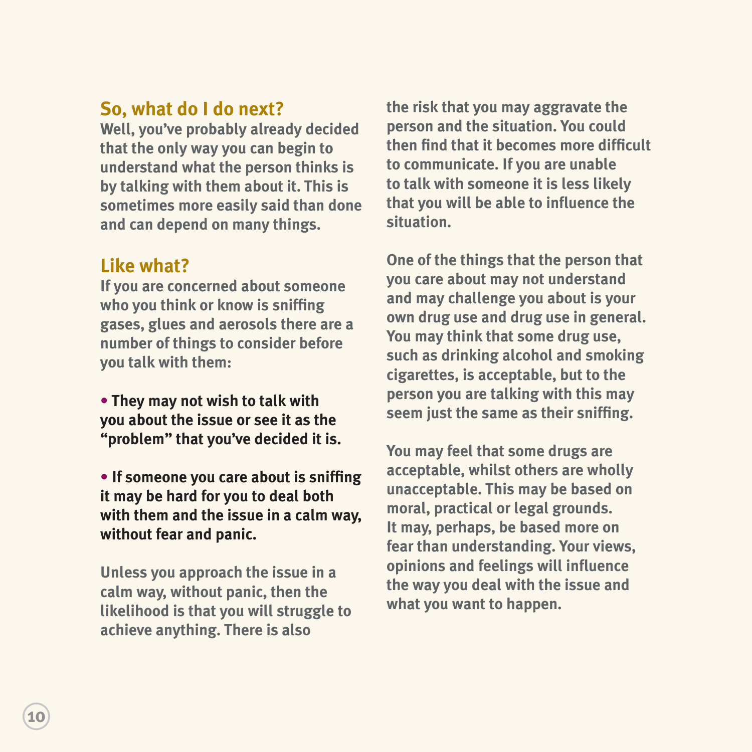## So, what do I do next?

Well, you've probably already decided that the only way you can begin to understand what the person thinks is by talking with them about it. This is sometimes more easily said than done and can depend on many things.

## Like what?

If you are concerned about someone who you think or know is sniffing gases, glues and aerosols there are a number of things to consider before you talk with them:

- **They may not wish to talk with you about the issue or see it as the "problem" that you've decided it is.**

- **If someone you care about is sniffing it may be hard for you to deal both with them and the issue in a calm way, without fear and panic.**

Unless you approach the issue in a calm way, without panic, then the likelihood is that you will struggle to achieve anything. There is also the risk that you may aggravate the person and the situation. You could then find that it becomes more difficult to communicate. If you are unable to talk with someone it is less likely that you will be able to influence the situation.

One of the things that the person that you care about may not understand and may challenge you about is your own drug use and drug use in general. You may think that some drug use, such as drinking alcohol and smoking cigarettes, is acceptable, but to the person you are talking with this may seem just the same as their sniffing.

You may feel that some drugs are acceptable, whilst others are wholly unacceptable. This may be based on moral, practical or legal grounds. It may, perhaps, be based more on fear than understanding. Your views, opinions and feelings will influence the way you deal with the issue and what you want to happen.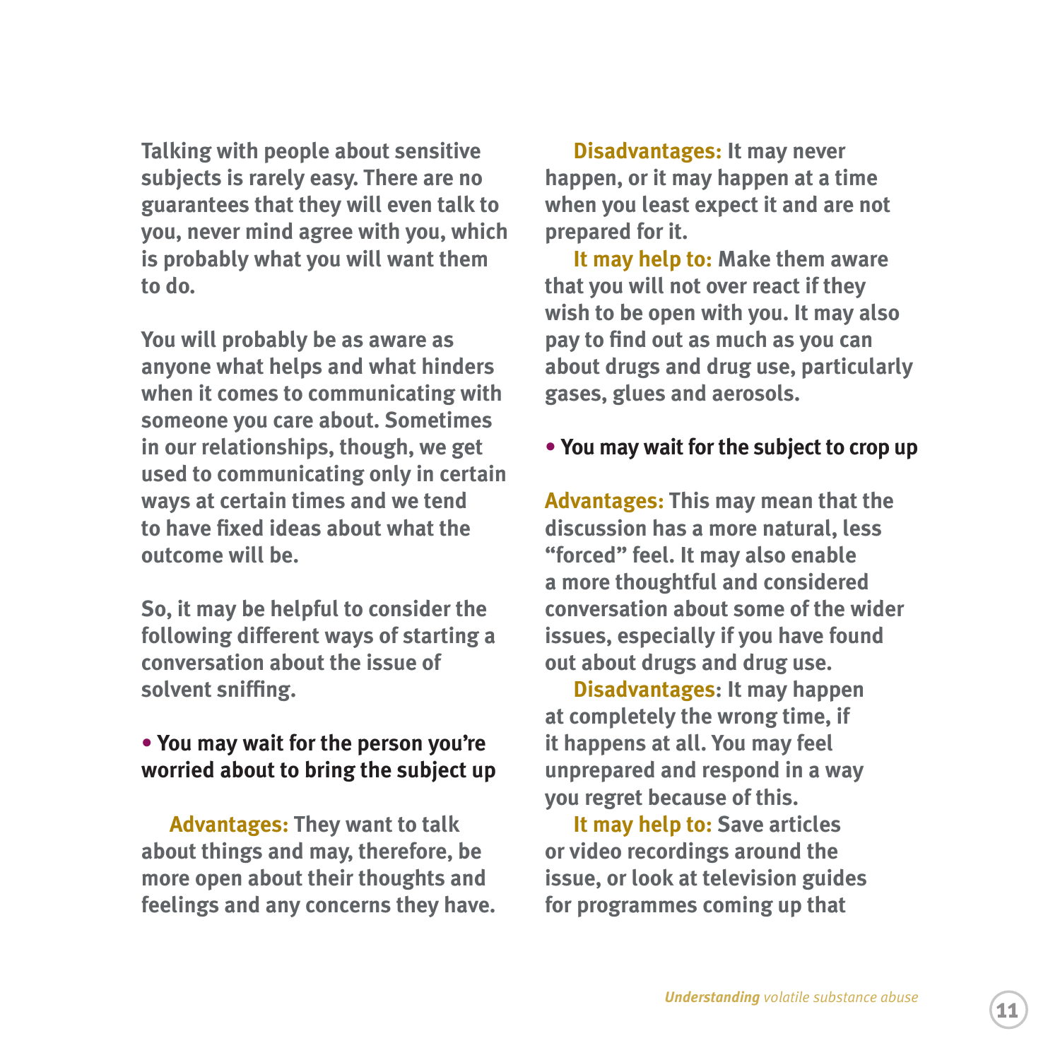Talking with people about sensitive subjects is rarely easy. There are no guarantees that they will even talk to you, never mind agree with you, which is probably what you will want them to do.

You will probably be as aware as anyone what helps and what hinders when it comes to communicating with someone you care about. Sometimes in our relationships, though, we get used to communicating only in certain ways at certain times and we tend to have fixed ideas about what the outcome will be.

So, it may be helpful to consider the following different ways of starting a conversation about the issue of solvent sniffing.

- **You may wait for the person you're worried about to bring the subject up**

**Advantages:** They want to talk about things and may, therefore, be more open about their thoughts and feelings and any concerns they have.

**Disadvantages:** It may never happen, or it may happen at a time when you least expect it and are not prepared for it.

**It may help to:** Make them aware that you will not over react if they wish to be open with you. It may also pay to find out as much as you can about drugs and drug use, particularly gases, glues and aerosols.

- **You may wait for the subject to crop up**

**Advantages:** This may mean that the discussion has a more natural, less "forced" feel. It may also enable a more thoughtful and considered conversation about some of the wider issues, especially if you have found out about drugs and drug use.

**Disadvantages**: It may happen at completely the wrong time, if it happens at all. You may feel unprepared and respond in a way you regret because of this.

**It may help to:** Save articles or video recordings around the issue, or look at television guides for programmes coming up that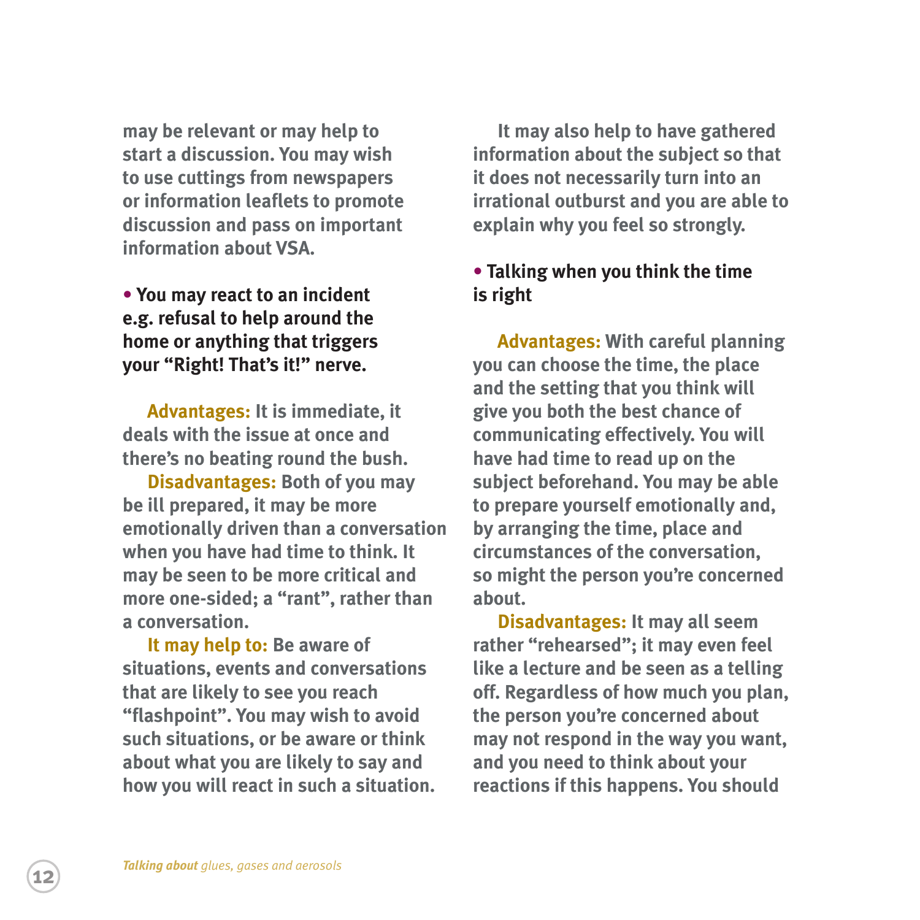may be relevant or may help to start a discussion. You may wish to use cuttings from newspapers or information leaflets to promote discussion and pass on important information about VSA.

- **You may react to an incident e.g. refusal to help around the home or anything that triggers your "Right! That's it!" nerve.**

**Advantages:** It is immediate, it deals with the issue at once and there's no beating round the bush.

**Disadvantages:** Both of you may be ill prepared, it may be more emotionally driven than a conversation when you have had time to think. It may be seen to be more critical and more one-sided; a "rant", rather than a conversation.

**It may help to:** Be aware of situations, events and conversations that are likely to see you reach "flashpoint". You may wish to avoid such situations, or be aware or think about what you are likely to say and how you will react in such a situation.

It may also help to have gathered information about the subject so that it does not necessarily turn into an irrational outburst and you are able to explain why you feel so strongly.

- **Talking when you think the time is right**

**Advantages:** With careful planning you can choose the time, the place and the setting that you think will give you both the best chance of communicating effectively. You will have had time to read up on the subject beforehand. You may be able to prepare yourself emotionally and, by arranging the time, place and circumstances of the conversation, so might the person you're concerned about.

**Disadvantages:** It may all seem rather "rehearsed"; it may even feel like a lecture and be seen as a telling off. Regardless of how much you plan, the person you're concerned about may not respond in the way you want, and you need to think about your reactions if this happens. You should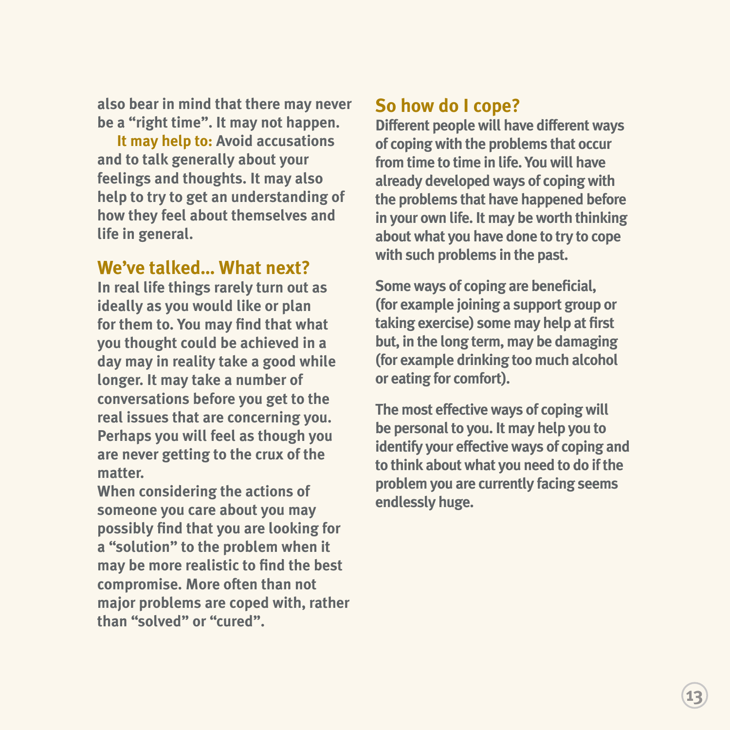also bear in mind that there may never be a "right time". It may not happen.

**It may help to:** Avoid accusations and to talk generally about your feelings and thoughts. It may also help to try to get an understanding of how they feel about themselves and life in general.

## We've talked... What next?

In real life things rarely turn out as ideally as you would like or plan for them to. You may find that what you thought could be achieved in a day may in reality take a good while longer. It may take a number of conversations before you get to the real issues that are concerning you. Perhaps you will feel as though you are never getting to the crux of the matter.

When considering the actions of someone you care about you may possibly find that you are looking for a "solution" to the problem when it may be more realistic to find the best compromise. More often than not major problems are coped with, rather than "solved" or "cured".

## So how do I cope?

Different people will have different ways of coping with the problems that occur from time to time in life. You will have already developed ways of coping with the problems that have happened before in your own life. It may be worth thinking about what you have done to try to cope with such problems in the past.

Some ways of coping are beneficial, (for example joining a support group or taking exercise) some may help at first but, in the long term, may be damaging (for example drinking too much alcohol or eating for comfort).

The most effective ways of coping will be personal to you. It may help you to identify your effective ways of coping and to think about what you need to do if the problem you are currently facing seems endlessly huge.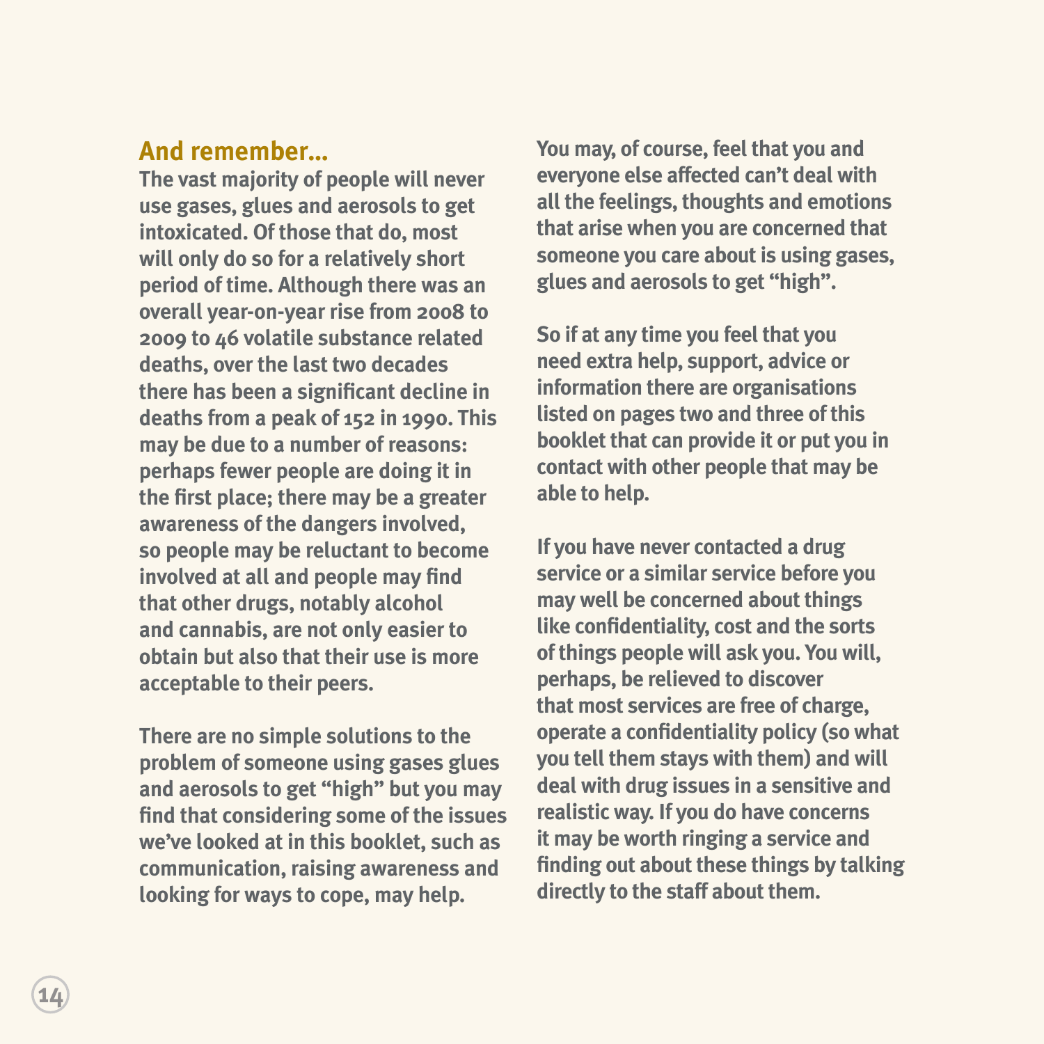## And remember...

The vast majority of people will never use gases, glues and aerosols to get intoxicated. Of those that do, most will only do so for a relatively short period of time. Although there was an overall year-on-year rise from 2008 to 2009 to 46 volatile substance related deaths, over the last two decades there has been a significant decline in deaths from a peak of 152 in 1990. This may be due to a number of reasons: perhaps fewer people are doing it in the first place; there may be a greater awareness of the dangers involved, so people may be reluctant to become involved at all and people may find that other drugs, notably alcohol and cannabis, are not only easier to obtain but also that their use is more acceptable to their peers.

There are no simple solutions to the problem of someone using gases glues and aerosols to get "high" but you may find that considering some of the issues we've looked at in this booklet, such as communication, raising awareness and looking for ways to cope, may help.

You may, of course, feel that you and everyone else affected can't deal with all the feelings, thoughts and emotions that arise when you are concerned that someone you care about is using gases, glues and aerosols to get "high".

So if at any time you feel that you need extra help, support, advice or information there are organisations listed on pages two and three of this booklet that can provide it or put you in contact with other people that may be able to help.

If you have never contacted a drug service or a similar service before you may well be concerned about things like confidentiality, cost and the sorts of things people will ask you. You will, perhaps, be relieved to discover that most services are free of charge, operate a confidentiality policy (so what you tell them stays with them) and will deal with drug issues in a sensitive and realistic way. If you do have concerns it may be worth ringing a service and finding out about these things by talking directly to the staff about them.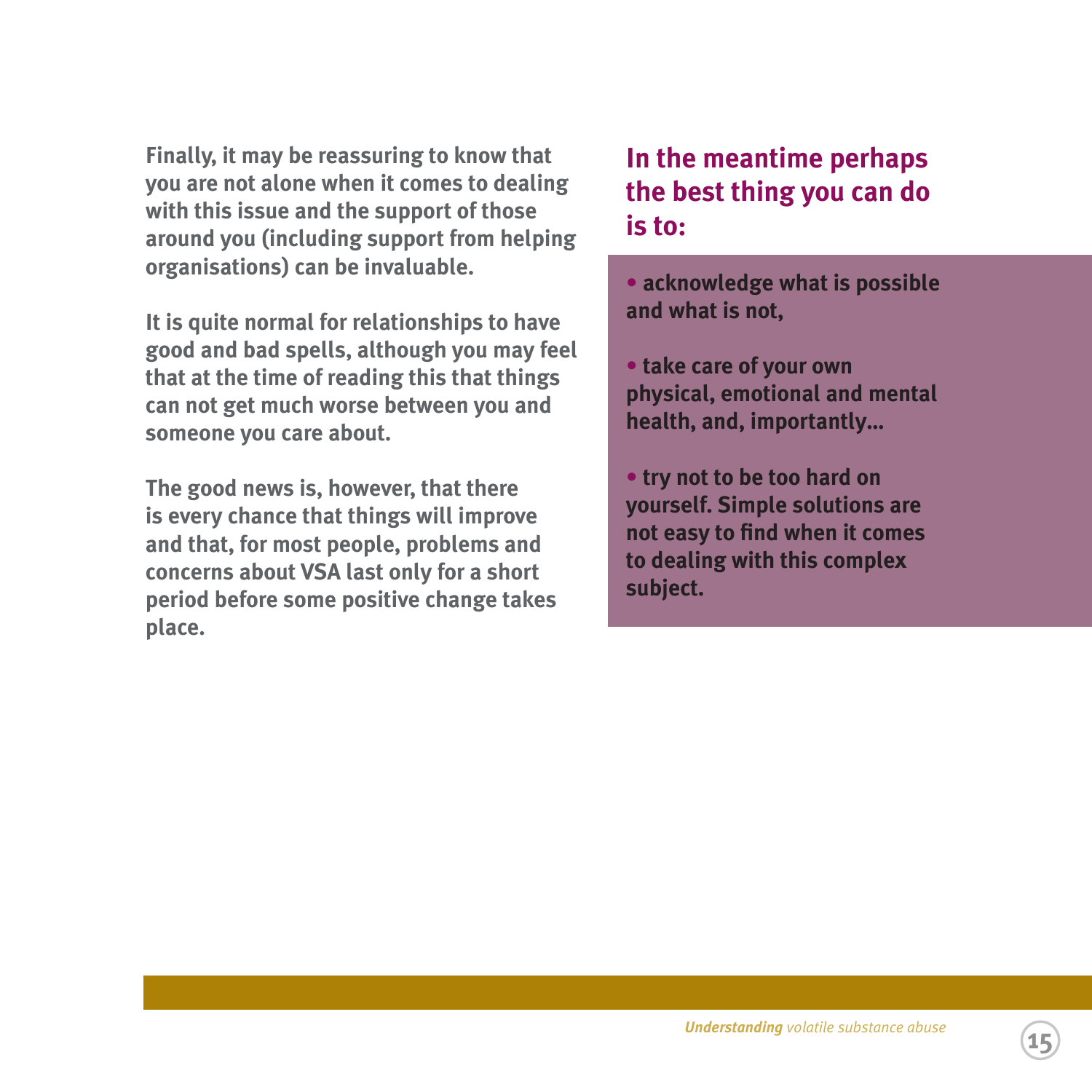Finally, it may be reassuring to know that you are not alone when it comes to dealing with this issue and the support of those around you (including support from helping organisations) can be invaluable.

It is quite normal for relationships to have good and bad spells, although you may feel that at the time of reading this that things can not get much worse between you and someone you care about.

The good news is, however, that there is every chance that things will improve and that, for most people, problems and concerns about VSA last only for a short period before some positive change takes place.

## In the meantime perhaps the best thing you can do is to:

- acknowledge what is possible and what is not,
- take care of your own physical, emotional and mental health, and, importantly…
- try not to be too hard on yourself. Simple solutions are not easy to find when it comes to dealing with this complex subject.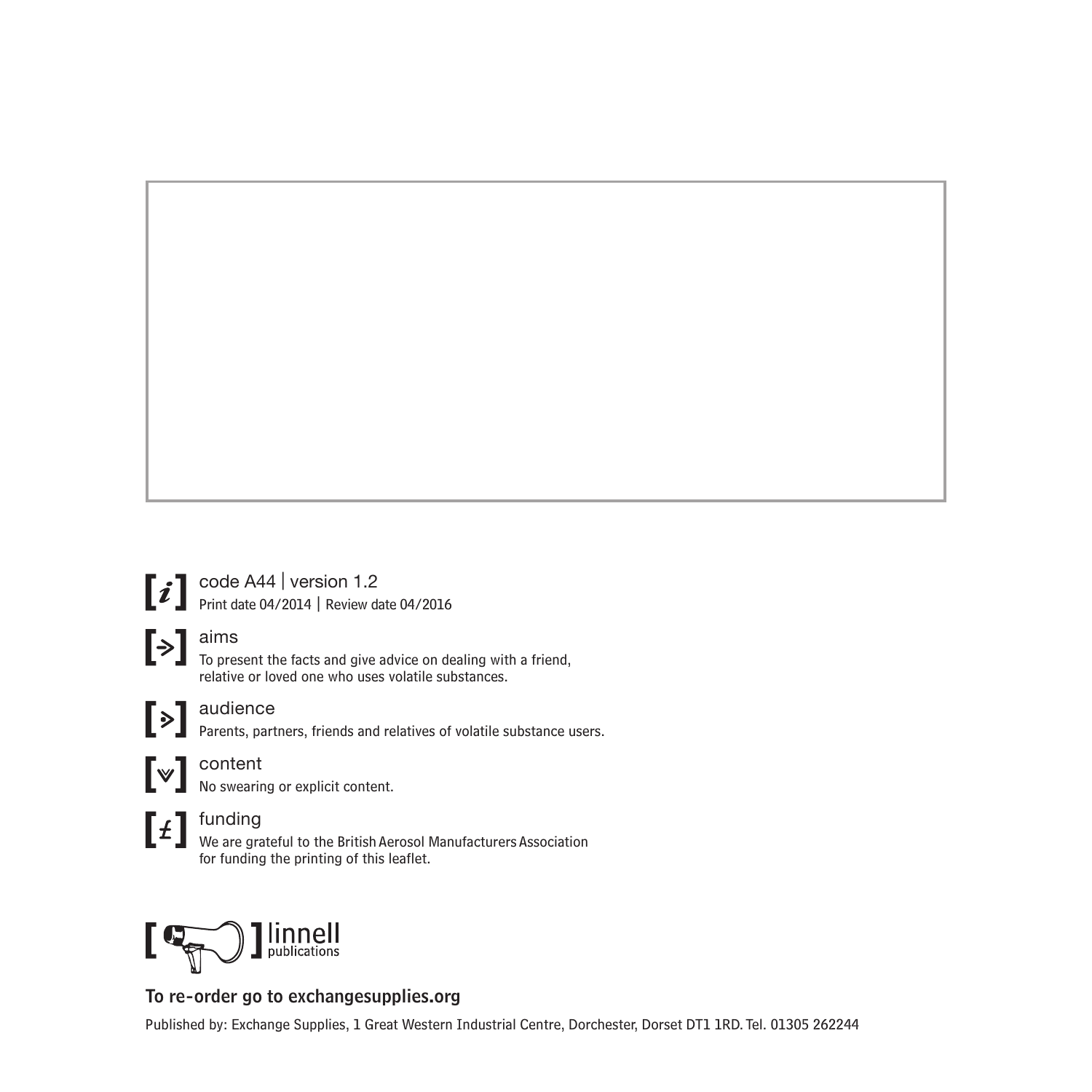[i] code A44 | version 1.2
Print date 04/2014 | Review date 04/2016

[>] aims
To present the facts and give advice on dealing with a friend, relative or loved one who uses volatile substances.

[>] audience
Parents, partners, friends and relatives of volatile substance users.

[v] content
No swearing or explicit content.

[£] funding
We are grateful to the British Aerosol Manufacturers Association for funding the printing of this leaflet.

linnell publications

**To re-order go to exchangesupplies.org**

Published by: Exchange Supplies, 1 Great Western Industrial Centre, Dorchester, Dorset DT1 1RD. Tel. 01305 262244